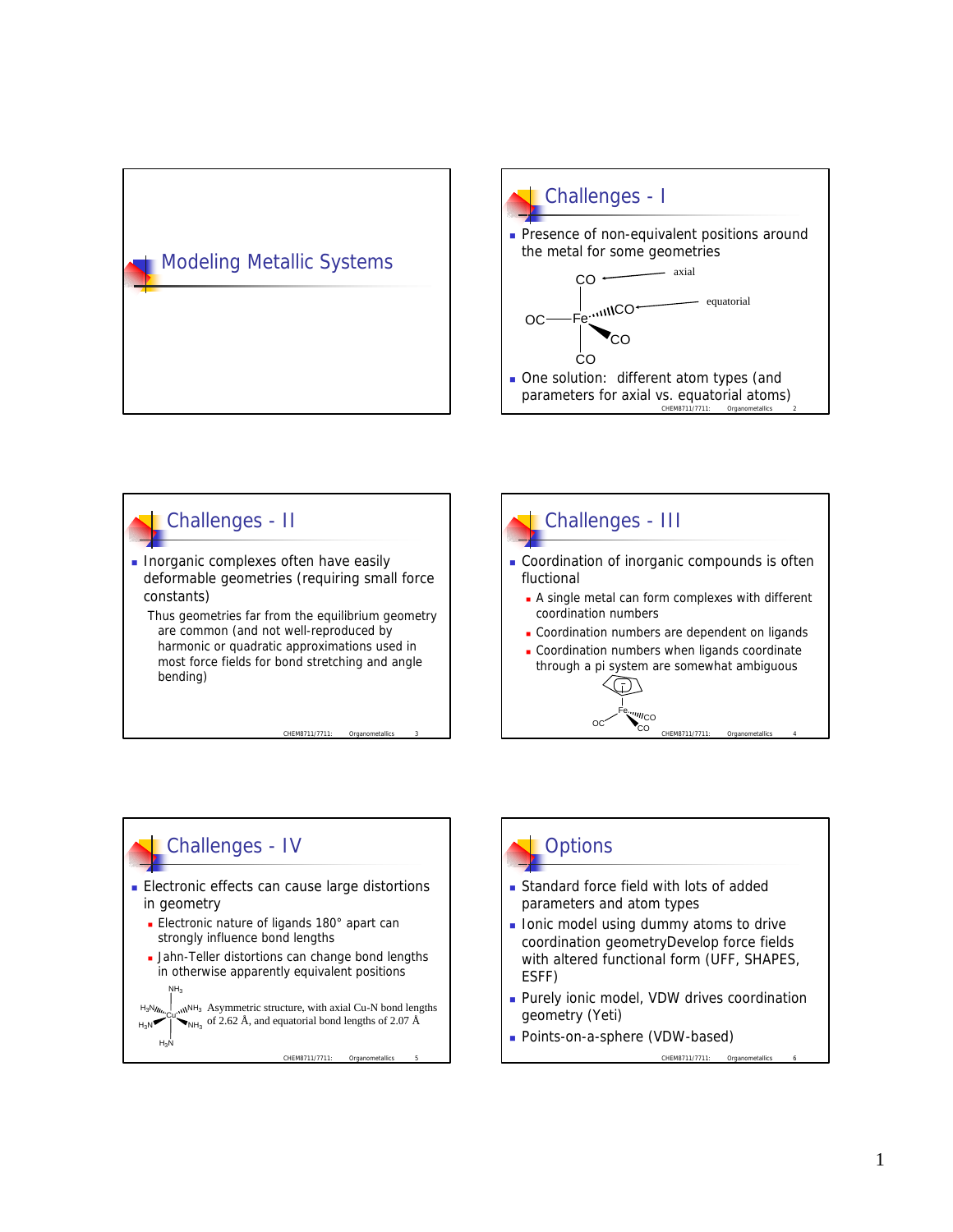# Modeling Metallic Systems

## Challenges - I

- Presence of non-equivalent positions around the metal for some geometries

CO ← axial

OC—Fe···CO ← equatorial

CO

CO

- One solution: different atom types (and parameters for axial vs. equatorial atoms)

## Challenges - II

- Inorganic complexes often have easily deformable geometries (requiring small force constants)

  Thus geometries far from the equilibrium geometry are common (and not well-reproduced by harmonic or quadratic approximations used in most force fields for bond stretching and angle bending)

## Challenges - III

- Coordination of inorganic compounds is often fluctional
  - A single metal can form complexes with different coordination numbers
  - Coordination numbers are dependent on ligands
  - Coordination numbers when ligands coordinate through a pi system are somewhat ambiguous

## Challenges - IV

- Electronic effects can cause large distortions in geometry
  - Electronic nature of ligands 180° apart can strongly influence bond lengths
  - Jahn-Teller distortions can change bond lengths in otherwise apparently equivalent positions

Asymmetric structure, with axial Cu-N bond lengths of 2.62 Å, and equatorial bond lengths of 2.07 Å

## Options

- Standard force field with lots of added parameters and atom types
- Ionic model using dummy atoms to drive coordination geometryDevelop force fields with altered functional form (UFF, SHAPES, ESFF)
- Purely ionic model, VDW drives coordination geometry (Yeti)
- Points-on-a-sphere (VDW-based)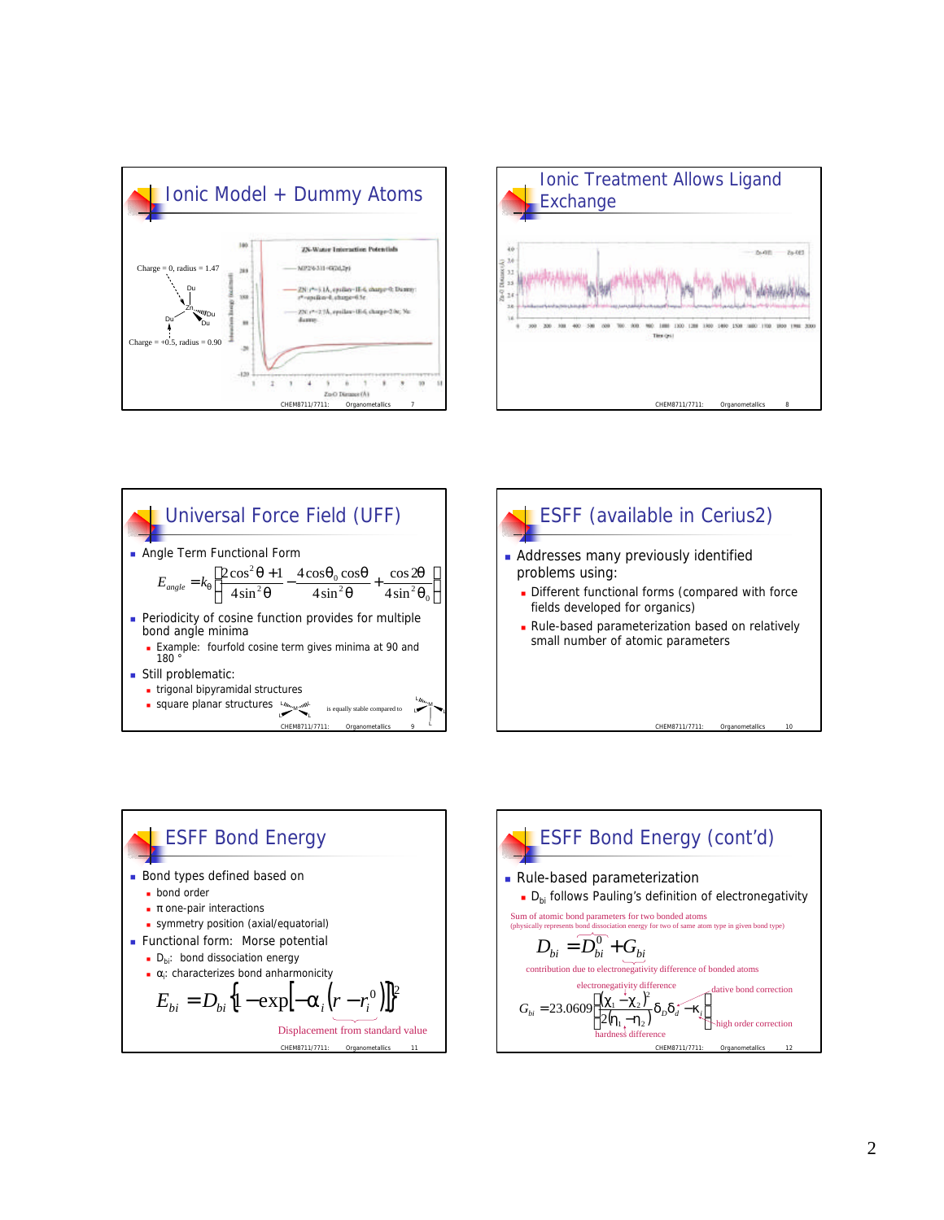## Ionic Model + Dummy Atoms

Charge = 0, radius = 1.47

Charge = +0.5, radius = 0.90

ZN-Water Interaction Potentials

## Ionic Treatment Allows Ligand Exchange

## Universal Force Field (UFF)

- Angle Term Functional Form

$$E_{angle} = k_\theta \left[ \frac{2\cos^2\theta + 1}{4\sin^2\theta} - \frac{4\cos\theta_0 \cos\theta}{4\sin^2\theta} + \frac{\cos 2\theta}{4\sin^2\theta_0} \right]$$

- Periodicity of cosine function provides for multiple bond angle minima
  - Example: fourfold cosine term gives minima at 90 and 180 °
- Still problematic:
  - trigonal bipyramidal structures
  - square planar structures

is equally stable compared to

## ESFF (available in Cerius2)

- Addresses many previously identified problems using:
  - Different functional forms (compared with force fields developed for organics)
  - Rule-based parameterization based on relatively small number of atomic parameters

## ESFF Bond Energy

- Bond types defined based on
  - bond order
  - π one-pair interactions
  - symmetry position (axial/equatorial)
- Functional form: Morse potential
  - $D_{bi}$: bond dissociation energy
  - $\alpha_i$: characterizes bond anharmonicity

$$E_{bi} = D_{bi}\left\{1 - \exp\left[-\alpha_i\left(r - r_i^0\right)\right]\right\}^2$$

Displacement from standard value

## ESFF Bond Energy (cont'd)

- Rule-based parameterization
  - $D_{bi}$ follows Pauling's definition of electronegativity

Sum of atomic bond parameters for two bonded atoms
(physically represents bond dissociation energy for two of same atom type in given bond type)

$$D_{bi} = D_{bi}^0 + G_{bi}$$

contribution due to electronegativity difference of bonded atoms

$$G_{bi} = 23.0609\left[\frac{(\chi_1 - \chi_2)^2}{2(\eta_1 - \eta_2)}\delta_D\delta_d - \kappa_i\right]$$

electronegativity difference; hardness difference; dative bond correction; high order correction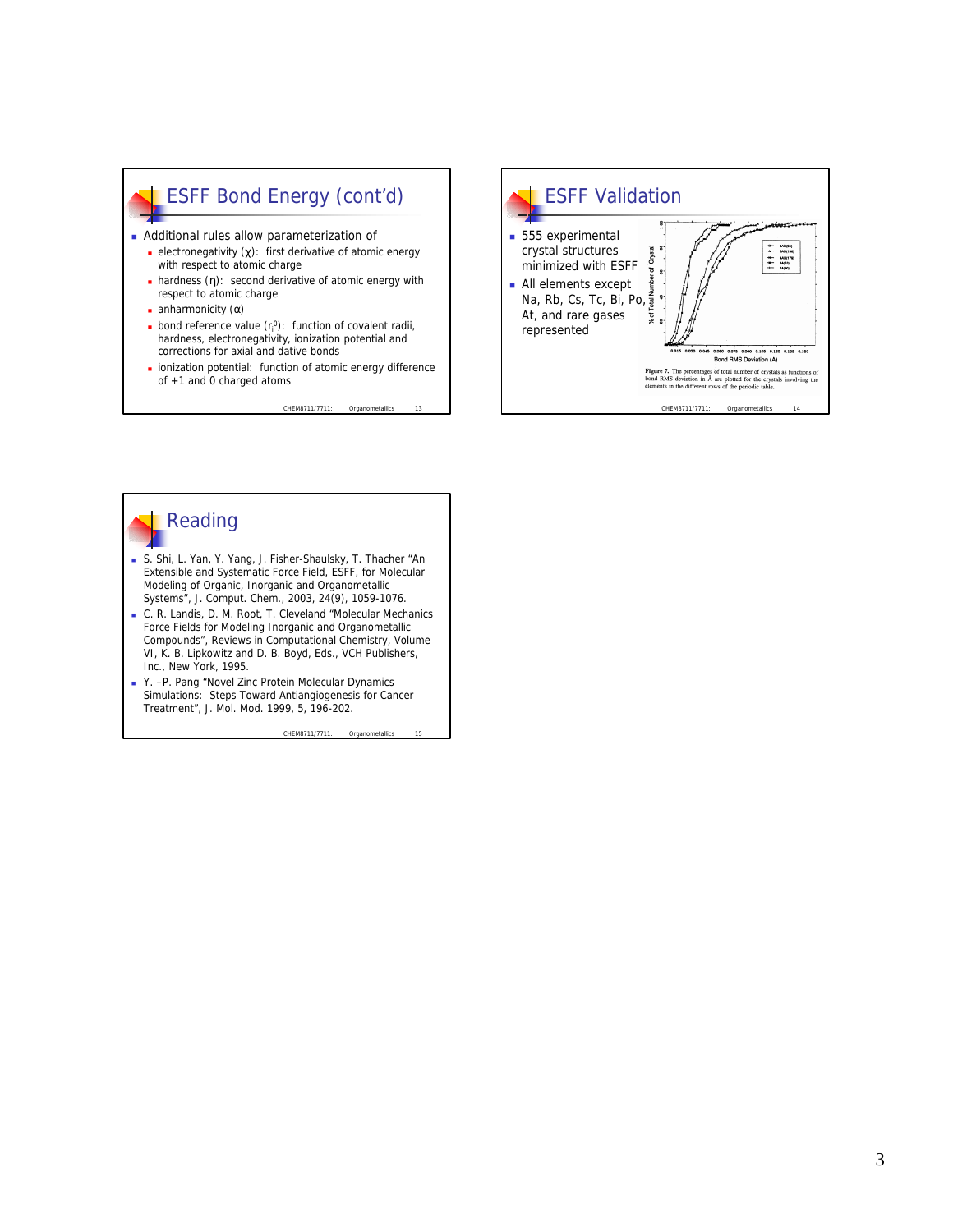## ESFF Bond Energy (cont'd)

- Additional rules allow parameterization of
  - electronegativity ($\chi$): first derivative of atomic energy with respect to atomic charge
  - hardness ($\eta$): second derivative of atomic energy with respect to atomic charge
  - anharmonicity ($\alpha$)
  - bond reference value ($r_i^0$): function of covalent radii, hardness, electronegativity, ionization potential and corrections for axial and dative bonds
  - ionization potential: function of atomic energy difference of +1 and 0 charged atoms

## ESFF Validation

- 555 experimental crystal structures minimized with ESFF
- All elements except Na, Rb, Cs, Tc, Bi, Po, At, and rare gases represented

% of Total Number of Crystal

0.015 0.030 0.045 0.060 0.075 0.090 0.105 0.120 0.135 0.150

Bond RMS Deviation (A)

6A(80)
5A(136)
4A(178)
3A(60)
2A(90)

**Figure 7.** The percentages of total number of crystals as functions of bond RMS deviation in Å are plotted for the crystals involving the elements in the different rows of the periodic table.

## Reading

- S. Shi, L. Yan, Y. Yang, J. Fisher-Shaulsky, T. Thacher "An Extensible and Systematic Force Field, ESFF, for Molecular Modeling of Organic, Inorganic and Organometallic Systems", J. Comput. Chem., 2003, 24(9), 1059-1076.
- C. R. Landis, D. M. Root, T. Cleveland "Molecular Mechanics Force Fields for Modeling Inorganic and Organometallic Compounds", Reviews in Computational Chemistry, Volume VI, K. B. Lipkowitz and D. B. Boyd, Eds., VCH Publishers, Inc., New York, 1995.
- Y. –P. Pang "Novel Zinc Protein Molecular Dynamics Simulations: Steps Toward Antiangiogenesis for Cancer Treatment", J. Mol. Mod. 1999, 5, 196-202.